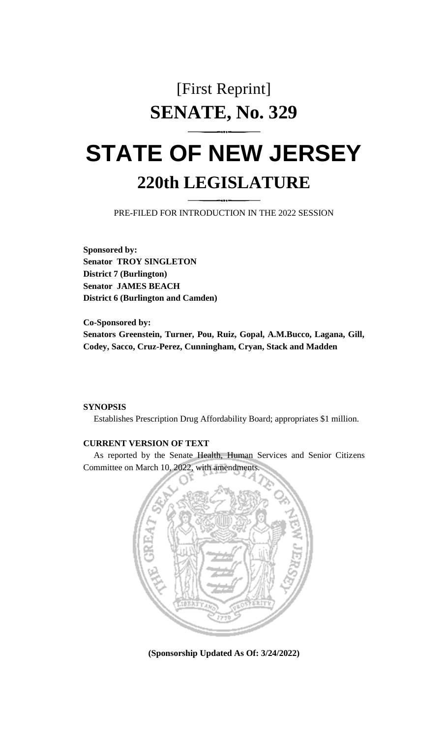[First Reprint]

# SENATE, No. 329

# STATE OF NEW JERSEY

## 220th LEGISLATURE

PRE-FILED FOR INTRODUCTION IN THE 2022 SESSION

**Sponsored by:**
**Senator TROY SINGLETON**
**District 7 (Burlington)**
**Senator JAMES BEACH**
**District 6 (Burlington and Camden)**

**Co-Sponsored by:**
**Senators Greenstein, Turner, Pou, Ruiz, Gopal, A.M.Bucco, Lagana, Gill, Codey, Sacco, Cruz-Perez, Cunningham, Cryan, Stack and Madden**

**SYNOPSIS**

Establishes Prescription Drug Affordability Board; appropriates $1 million.

**CURRENT VERSION OF TEXT**

As reported by the Senate Health, Human Services and Senior Citizens Committee on March 10, 2022, with amendments.

**(Sponsorship Updated As Of: 3/24/2022)**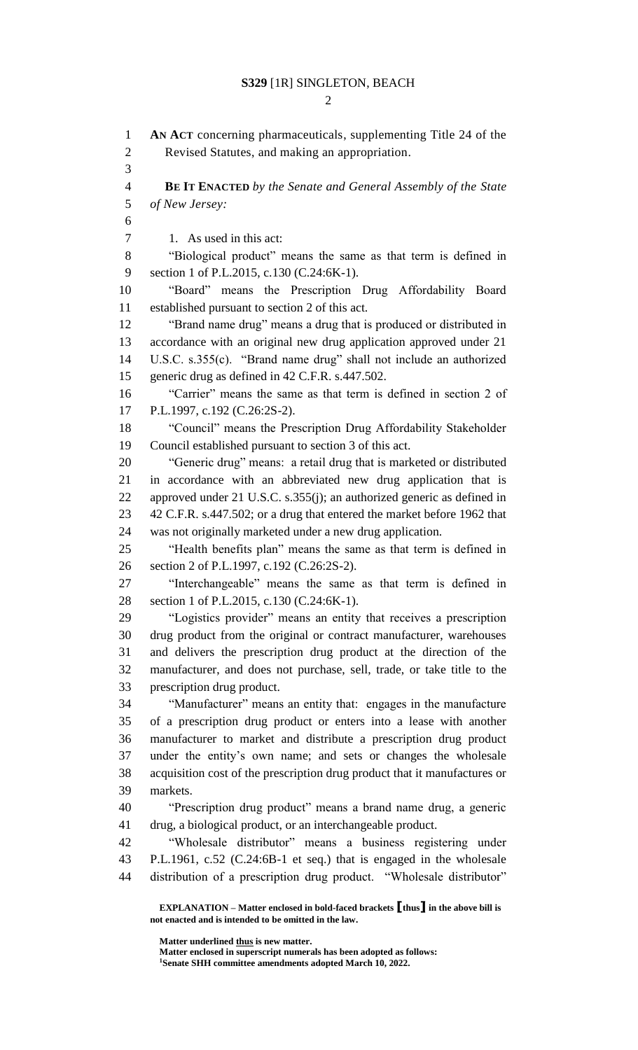**AN ACT** concerning pharmaceuticals, supplementing Title 24 of the Revised Statutes, and making an appropriation.

**BE IT ENACTED** *by the Senate and General Assembly of the State of New Jersey:*

1. As used in this act:

"Biological product" means the same as that term is defined in section 1 of P.L.2015, c.130 (C.24:6K-1).

"Board" means the Prescription Drug Affordability Board established pursuant to section 2 of this act.

"Brand name drug" means a drug that is produced or distributed in accordance with an original new drug application approved under 21 U.S.C. s.355(c). "Brand name drug" shall not include an authorized generic drug as defined in 42 C.F.R. s.447.502.

"Carrier" means the same as that term is defined in section 2 of P.L.1997, c.192 (C.26:2S-2).

"Council" means the Prescription Drug Affordability Stakeholder Council established pursuant to section 3 of this act.

"Generic drug" means: a retail drug that is marketed or distributed in accordance with an abbreviated new drug application that is approved under 21 U.S.C. s.355(j); an authorized generic as defined in 42 C.F.R. s.447.502; or a drug that entered the market before 1962 that was not originally marketed under a new drug application.

"Health benefits plan" means the same as that term is defined in section 2 of P.L.1997, c.192 (C.26:2S-2).

"Interchangeable" means the same as that term is defined in section 1 of P.L.2015, c.130 (C.24:6K-1).

"Logistics provider" means an entity that receives a prescription drug product from the original or contract manufacturer, warehouses and delivers the prescription drug product at the direction of the manufacturer, and does not purchase, sell, trade, or take title to the prescription drug product.

"Manufacturer" means an entity that: engages in the manufacture of a prescription drug product or enters into a lease with another manufacturer to market and distribute a prescription drug product under the entity's own name; and sets or changes the wholesale acquisition cost of the prescription drug product that it manufactures or markets.

"Prescription drug product" means a brand name drug, a generic drug, a biological product, or an interchangeable product.

"Wholesale distributor" means a business registering under P.L.1961, c.52 (C.24:6B-1 et seq.) that is engaged in the wholesale distribution of a prescription drug product. "Wholesale distributor"

**EXPLANATION – Matter enclosed in bold-faced brackets [thus] in the above bill is not enacted and is intended to be omitted in the law.**

**Matter underlined thus is new matter.**
**Matter enclosed in superscript numerals has been adopted as follows:**
[1]**Senate SHH committee amendments adopted March 10, 2022.**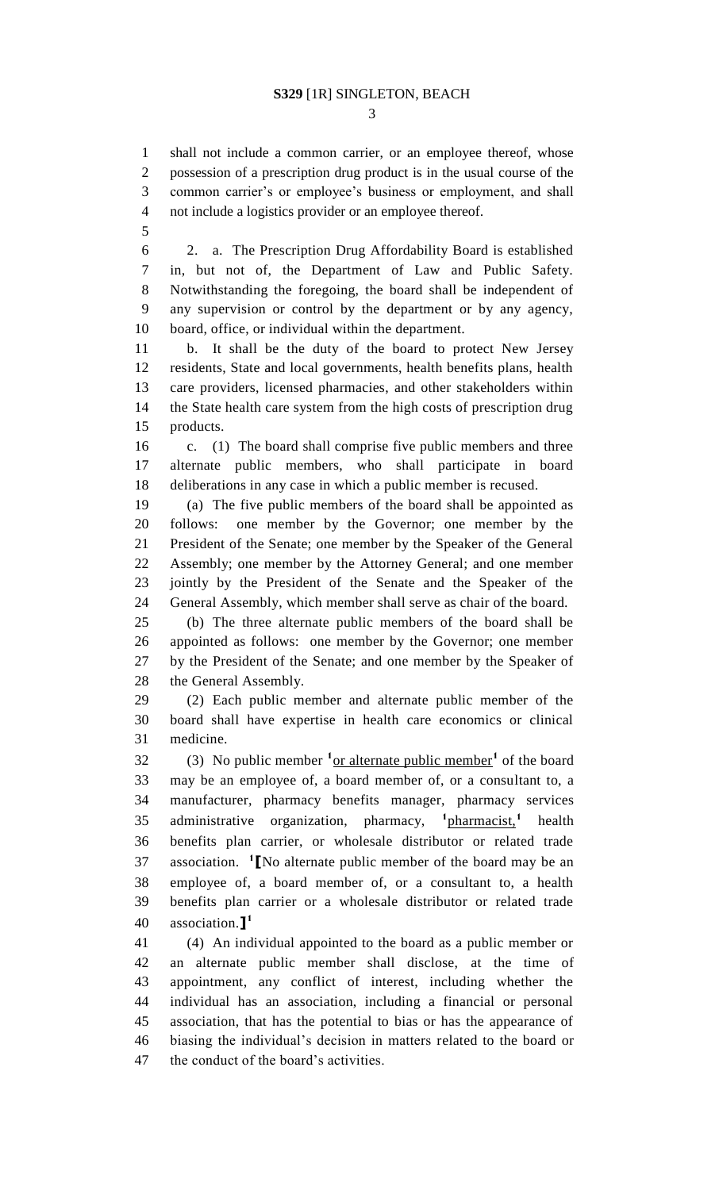shall not include a common carrier, or an employee thereof, whose possession of a prescription drug product is in the usual course of the common carrier's or employee's business or employment, and shall not include a logistics provider or an employee thereof.

2. a. The Prescription Drug Affordability Board is established in, but not of, the Department of Law and Public Safety. Notwithstanding the foregoing, the board shall be independent of any supervision or control by the department or by any agency, board, office, or individual within the department.

b. It shall be the duty of the board to protect New Jersey residents, State and local governments, health benefits plans, health care providers, licensed pharmacies, and other stakeholders within the State health care system from the high costs of prescription drug products.

c. (1) The board shall comprise five public members and three alternate public members, who shall participate in board deliberations in any case in which a public member is recused.

(a) The five public members of the board shall be appointed as follows: one member by the Governor; one member by the President of the Senate; one member by the Speaker of the General Assembly; one member by the Attorney General; and one member jointly by the President of the Senate and the Speaker of the General Assembly, which member shall serve as chair of the board.

(b) The three alternate public members of the board shall be appointed as follows: one member by the Governor; one member by the President of the Senate; and one member by the Speaker of the General Assembly.

(2) Each public member and alternate public member of the board shall have expertise in health care economics or clinical medicine.

(3) No public member [1]<u>or alternate public member</u>[1] of the board may be an employee of, a board member of, or a consultant to, a manufacturer, pharmacy benefits manager, pharmacy services administrative organization, pharmacy, [1]<u>pharmacist,</u>[1] health benefits plan carrier, or wholesale distributor or related trade association. [1]**[**No alternate public member of the board may be an employee of, a board member of, or a consultant to, a health benefits plan carrier or a wholesale distributor or related trade association.**]**[1]

(4) An individual appointed to the board as a public member or an alternate public member shall disclose, at the time of appointment, any conflict of interest, including whether the individual has an association, including a financial or personal association, that has the potential to bias or has the appearance of biasing the individual's decision in matters related to the board or the conduct of the board's activities.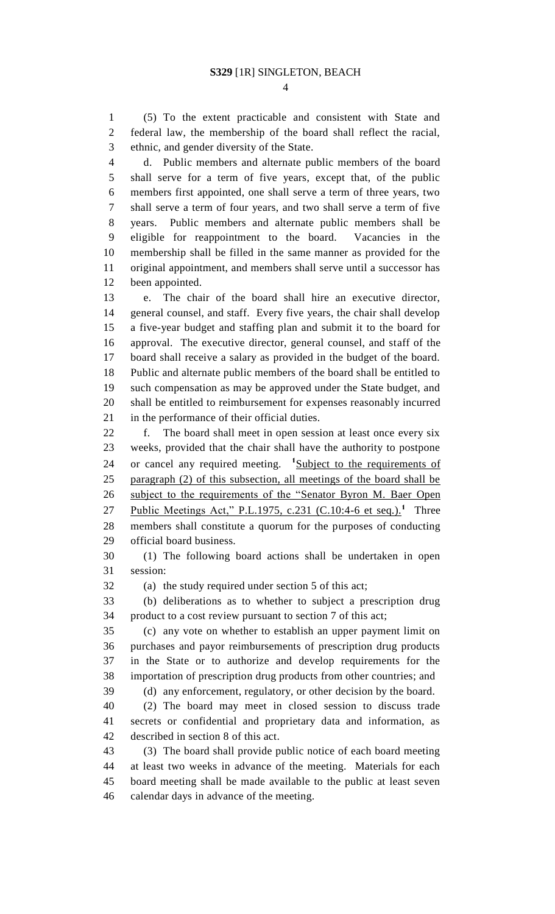(5) To the extent practicable and consistent with State and federal law, the membership of the board shall reflect the racial, ethnic, and gender diversity of the State.

d. Public members and alternate public members of the board shall serve for a term of five years, except that, of the public members first appointed, one shall serve a term of three years, two shall serve a term of four years, and two shall serve a term of five years. Public members and alternate public members shall be eligible for reappointment to the board. Vacancies in the membership shall be filled in the same manner as provided for the original appointment, and members shall serve until a successor has been appointed.

e. The chair of the board shall hire an executive director, general counsel, and staff. Every five years, the chair shall develop a five-year budget and staffing plan and submit it to the board for approval. The executive director, general counsel, and staff of the board shall receive a salary as provided in the budget of the board. Public and alternate public members of the board shall be entitled to such compensation as may be approved under the State budget, and shall be entitled to reimbursement for expenses reasonably incurred in the performance of their official duties.

f. The board shall meet in open session at least once every six weeks, provided that the chair shall have the authority to postpone or cancel any required meeting. [1]Subject to the requirements of paragraph (2) of this subsection, all meetings of the board shall be subject to the requirements of the "Senator Byron M. Baer Open Public Meetings Act," P.L.1975, c.231 (C.10:4-6 et seq.).[1] Three members shall constitute a quorum for the purposes of conducting official board business.

(1) The following board actions shall be undertaken in open session:

(a) the study required under section 5 of this act;

(b) deliberations as to whether to subject a prescription drug product to a cost review pursuant to section 7 of this act;

(c) any vote on whether to establish an upper payment limit on purchases and payor reimbursements of prescription drug products in the State or to authorize and develop requirements for the importation of prescription drug products from other countries; and

(d) any enforcement, regulatory, or other decision by the board.

(2) The board may meet in closed session to discuss trade secrets or confidential and proprietary data and information, as described in section 8 of this act.

(3) The board shall provide public notice of each board meeting at least two weeks in advance of the meeting. Materials for each board meeting shall be made available to the public at least seven calendar days in advance of the meeting.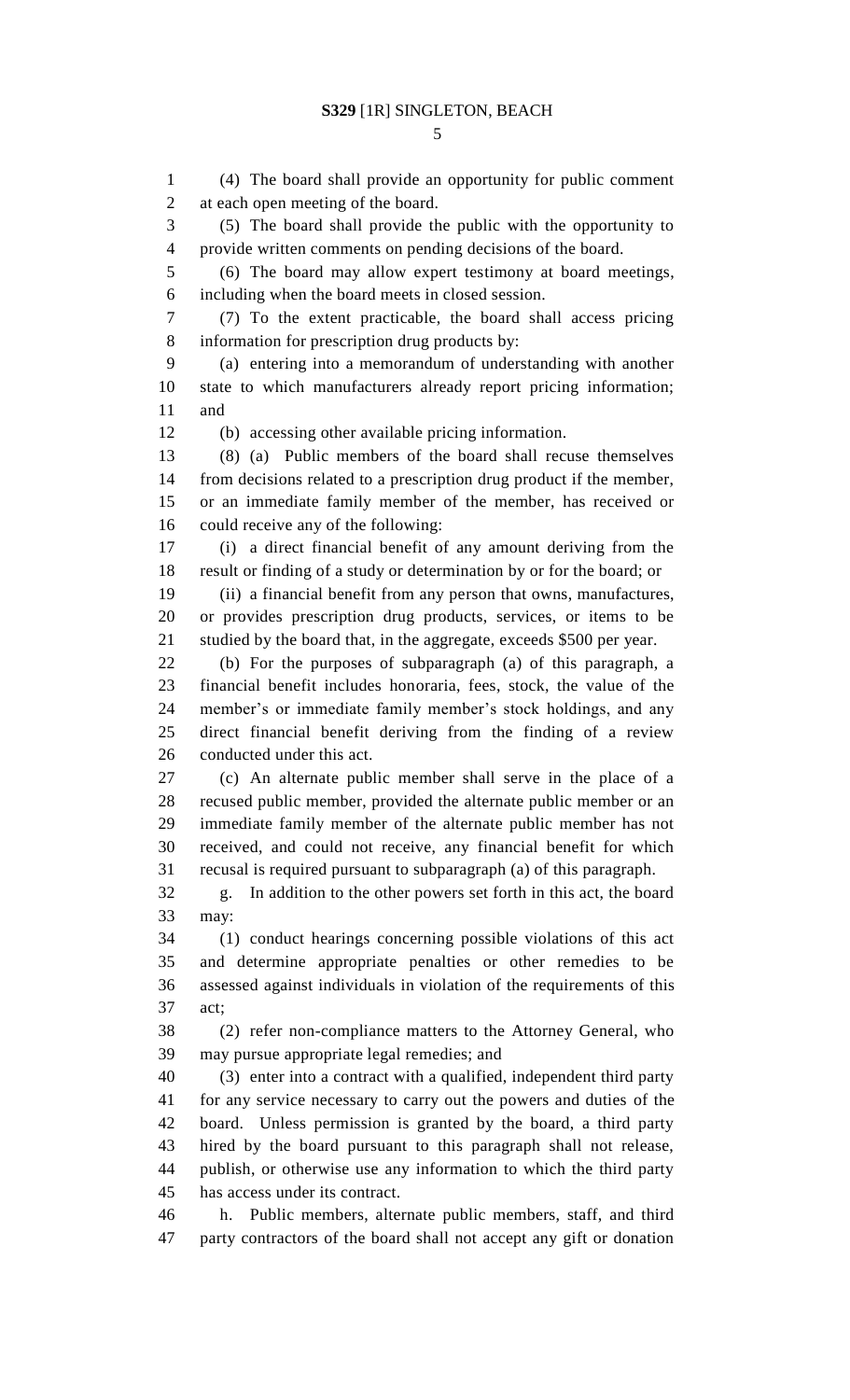(4) The board shall provide an opportunity for public comment at each open meeting of the board.

(5) The board shall provide the public with the opportunity to provide written comments on pending decisions of the board.

(6) The board may allow expert testimony at board meetings, including when the board meets in closed session.

(7) To the extent practicable, the board shall access pricing information for prescription drug products by:

(a) entering into a memorandum of understanding with another state to which manufacturers already report pricing information; and

(b) accessing other available pricing information.

(8) (a) Public members of the board shall recuse themselves from decisions related to a prescription drug product if the member, or an immediate family member of the member, has received or could receive any of the following:

(i) a direct financial benefit of any amount deriving from the result or finding of a study or determination by or for the board; or

(ii) a financial benefit from any person that owns, manufactures, or provides prescription drug products, services, or items to be studied by the board that, in the aggregate, exceeds $500 per year.

(b) For the purposes of subparagraph (a) of this paragraph, a financial benefit includes honoraria, fees, stock, the value of the member's or immediate family member's stock holdings, and any direct financial benefit deriving from the finding of a review conducted under this act.

(c) An alternate public member shall serve in the place of a recused public member, provided the alternate public member or an immediate family member of the alternate public member has not received, and could not receive, any financial benefit for which recusal is required pursuant to subparagraph (a) of this paragraph.

g. In addition to the other powers set forth in this act, the board may:

(1) conduct hearings concerning possible violations of this act and determine appropriate penalties or other remedies to be assessed against individuals in violation of the requirements of this act;

(2) refer non-compliance matters to the Attorney General, who may pursue appropriate legal remedies; and

(3) enter into a contract with a qualified, independent third party for any service necessary to carry out the powers and duties of the board. Unless permission is granted by the board, a third party hired by the board pursuant to this paragraph shall not release, publish, or otherwise use any information to which the third party has access under its contract.

h. Public members, alternate public members, staff, and third party contractors of the board shall not accept any gift or donation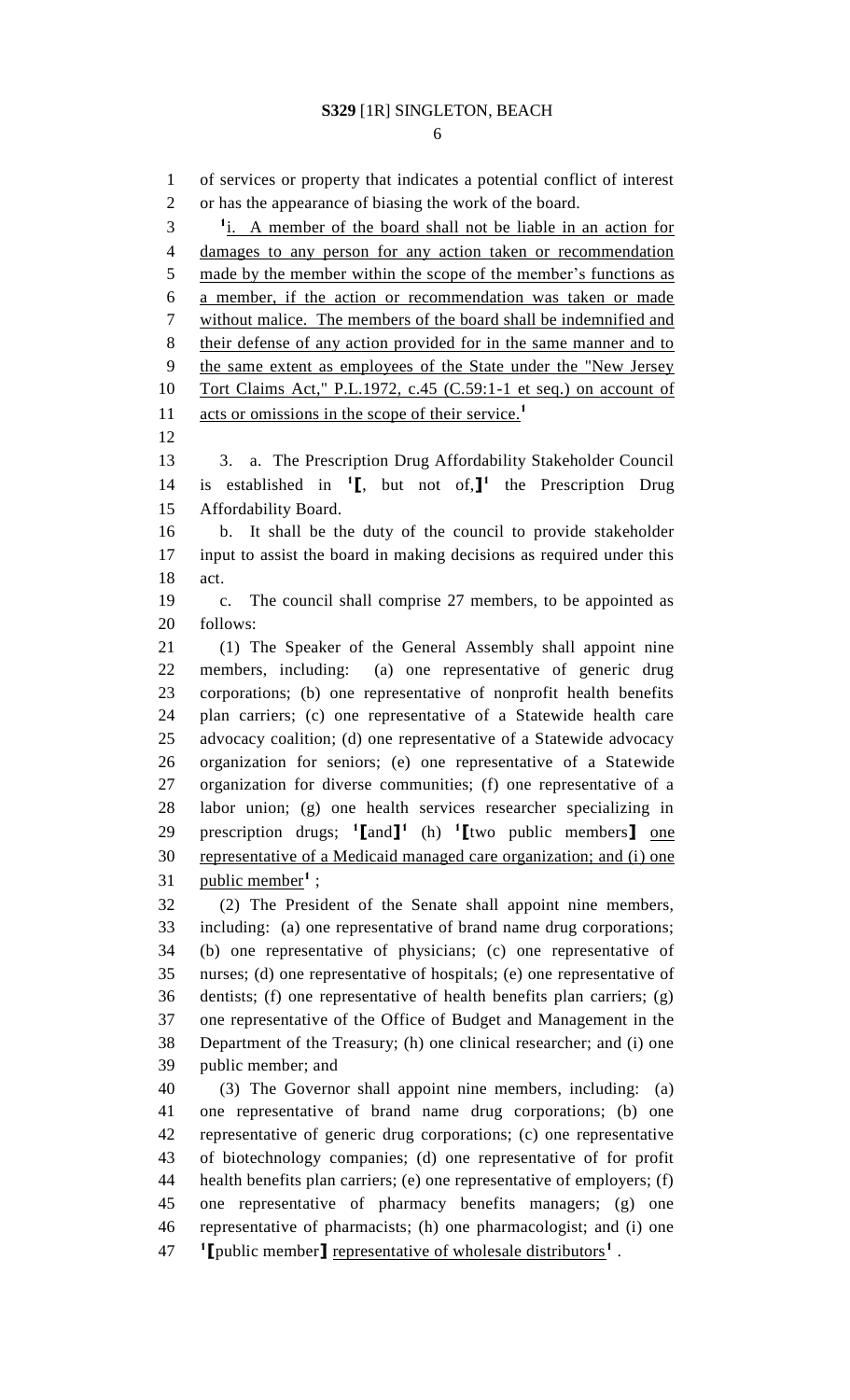of services or property that indicates a potential conflict of interest or has the appearance of biasing the work of the board.

[1]i. A member of the board shall not be liable in an action for damages to any person for any action taken or recommendation made by the member within the scope of the member's functions as a member, if the action or recommendation was taken or made without malice. The members of the board shall be indemnified and their defense of any action provided for in the same manner and to the same extent as employees of the State under the "New Jersey Tort Claims Act," P.L.1972, c.45 (C.59:1-1 et seq.) on account of acts or omissions in the scope of their service.[1]

3. a. The Prescription Drug Affordability Stakeholder Council is established in [1]【, but not of,】[1] the Prescription Drug Affordability Board.

b. It shall be the duty of the council to provide stakeholder input to assist the board in making decisions as required under this act.

c. The council shall comprise 27 members, to be appointed as follows:

(1) The Speaker of the General Assembly shall appoint nine members, including: (a) one representative of generic drug corporations; (b) one representative of nonprofit health benefits plan carriers; (c) one representative of a Statewide health care advocacy coalition; (d) one representative of a Statewide advocacy organization for seniors; (e) one representative of a Statewide organization for diverse communities; (f) one representative of a labor union; (g) one health services researcher specializing in prescription drugs; [1]【and】[1] (h) [1]【two public members】 one representative of a Medicaid managed care organization; and (i) one public member[1] ;

(2) The President of the Senate shall appoint nine members, including: (a) one representative of brand name drug corporations; (b) one representative of physicians; (c) one representative of nurses; (d) one representative of hospitals; (e) one representative of dentists; (f) one representative of health benefits plan carriers; (g) one representative of the Office of Budget and Management in the Department of the Treasury; (h) one clinical researcher; and (i) one public member; and

(3) The Governor shall appoint nine members, including: (a) one representative of brand name drug corporations; (b) one representative of generic drug corporations; (c) one representative of biotechnology companies; (d) one representative of for profit health benefits plan carriers; (e) one representative of employers; (f) one representative of pharmacy benefits managers; (g) one representative of pharmacists; (h) one pharmacologist; and (i) one [1]【public member】 representative of wholesale distributors[1] .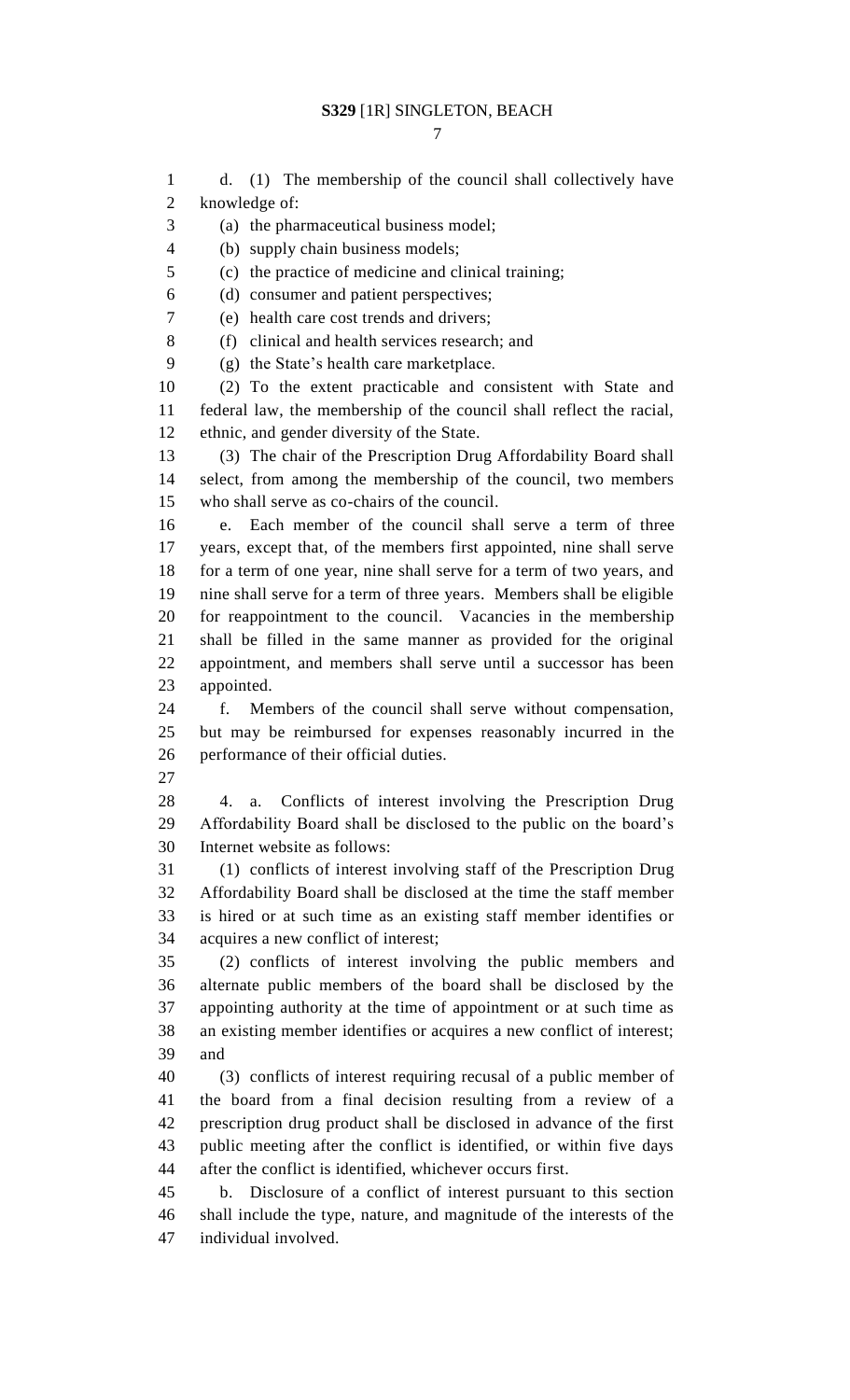d. (1) The membership of the council shall collectively have knowledge of:

(a) the pharmaceutical business model;

(b) supply chain business models;

(c) the practice of medicine and clinical training;

(d) consumer and patient perspectives;

(e) health care cost trends and drivers;

(f) clinical and health services research; and

(g) the State's health care marketplace.

(2) To the extent practicable and consistent with State and federal law, the membership of the council shall reflect the racial, ethnic, and gender diversity of the State.

(3) The chair of the Prescription Drug Affordability Board shall select, from among the membership of the council, two members who shall serve as co-chairs of the council.

e. Each member of the council shall serve a term of three years, except that, of the members first appointed, nine shall serve for a term of one year, nine shall serve for a term of two years, and nine shall serve for a term of three years. Members shall be eligible for reappointment to the council. Vacancies in the membership shall be filled in the same manner as provided for the original appointment, and members shall serve until a successor has been appointed.

f. Members of the council shall serve without compensation, but may be reimbursed for expenses reasonably incurred in the performance of their official duties.

4. a. Conflicts of interest involving the Prescription Drug Affordability Board shall be disclosed to the public on the board's Internet website as follows:

(1) conflicts of interest involving staff of the Prescription Drug Affordability Board shall be disclosed at the time the staff member is hired or at such time as an existing staff member identifies or acquires a new conflict of interest;

(2) conflicts of interest involving the public members and alternate public members of the board shall be disclosed by the appointing authority at the time of appointment or at such time as an existing member identifies or acquires a new conflict of interest; and

(3) conflicts of interest requiring recusal of a public member of the board from a final decision resulting from a review of a prescription drug product shall be disclosed in advance of the first public meeting after the conflict is identified, or within five days after the conflict is identified, whichever occurs first.

b. Disclosure of a conflict of interest pursuant to this section shall include the type, nature, and magnitude of the interests of the individual involved.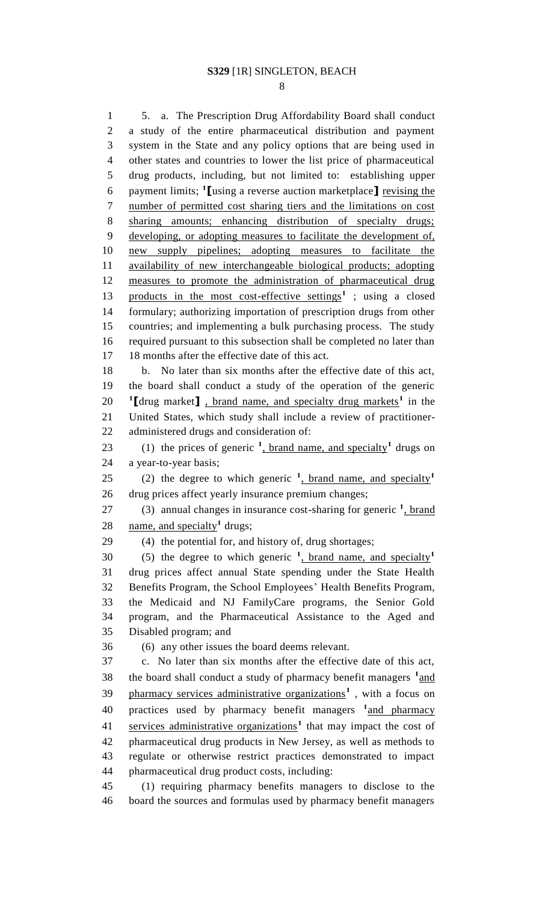5. a. The Prescription Drug Affordability Board shall conduct a study of the entire pharmaceutical distribution and payment system in the State and any policy options that are being used in other states and countries to lower the list price of pharmaceutical drug products, including, but not limited to: establishing upper payment limits; [1][using a reverse auction marketplace] revising the number of permitted cost sharing tiers and the limitations on cost sharing amounts; enhancing distribution of specialty drugs; developing, or adopting measures to facilitate the development of, new supply pipelines; adopting measures to facilitate the availability of new interchangeable biological products; adopting measures to promote the administration of pharmaceutical drug products in the most cost-effective settings[1] ; using a closed formulary; authorizing importation of prescription drugs from other countries; and implementing a bulk purchasing process. The study required pursuant to this subsection shall be completed no later than 18 months after the effective date of this act.

b. No later than six months after the effective date of this act, the board shall conduct a study of the operation of the generic [1][drug market] , brand name, and specialty drug markets[1] in the United States, which study shall include a review of practitioner-administered drugs and consideration of:

(1) the prices of generic [1], brand name, and specialty[1] drugs on a year-to-year basis;

(2) the degree to which generic [1], brand name, and specialty[1] drug prices affect yearly insurance premium changes;

(3) annual changes in insurance cost-sharing for generic [1], brand name, and specialty[1] drugs;

(4) the potential for, and history of, drug shortages;

(5) the degree to which generic [1], brand name, and specialty[1] drug prices affect annual State spending under the State Health Benefits Program, the School Employees' Health Benefits Program, the Medicaid and NJ FamilyCare programs, the Senior Gold program, and the Pharmaceutical Assistance to the Aged and Disabled program; and

(6) any other issues the board deems relevant.

c. No later than six months after the effective date of this act, the board shall conduct a study of pharmacy benefit managers [1]and pharmacy services administrative organizations[1] , with a focus on practices used by pharmacy benefit managers [1]and pharmacy services administrative organizations[1] that may impact the cost of pharmaceutical drug products in New Jersey, as well as methods to regulate or otherwise restrict practices demonstrated to impact pharmaceutical drug product costs, including:

(1) requiring pharmacy benefits managers to disclose to the board the sources and formulas used by pharmacy benefit managers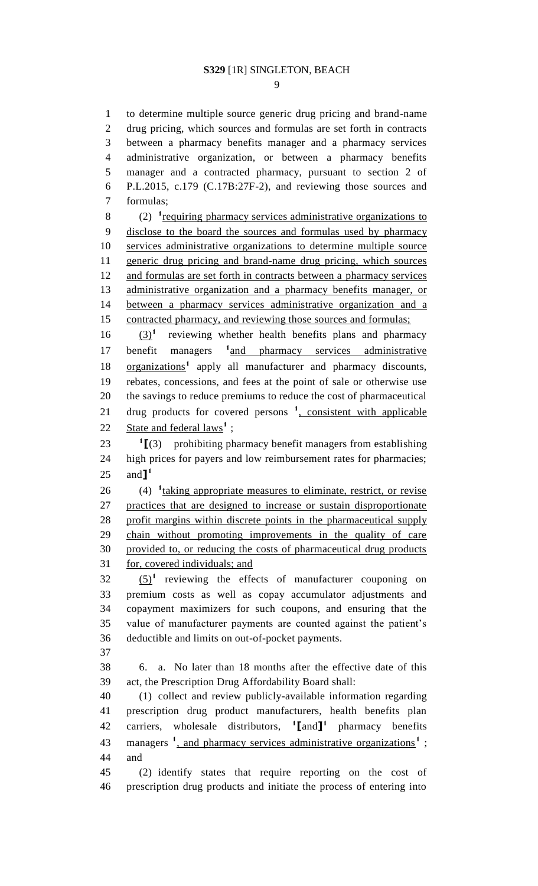to determine multiple source generic drug pricing and brand-name drug pricing, which sources and formulas are set forth in contracts between a pharmacy benefits manager and a pharmacy services administrative organization, or between a pharmacy benefits manager and a contracted pharmacy, pursuant to section 2 of P.L.2015, c.179 (C.17B:27F-2), and reviewing those sources and formulas;

(2) [1]requiring pharmacy services administrative organizations to disclose to the board the sources and formulas used by pharmacy services administrative organizations to determine multiple source generic drug pricing and brand-name drug pricing, which sources and formulas are set forth in contracts between a pharmacy services administrative organization and a pharmacy benefits manager, or between a pharmacy services administrative organization and a contracted pharmacy, and reviewing those sources and formulas;

(3)[1] reviewing whether health benefits plans and pharmacy benefit managers [1]and pharmacy services administrative organizations[1] apply all manufacturer and pharmacy discounts, rebates, concessions, and fees at the point of sale or otherwise use the savings to reduce premiums to reduce the cost of pharmaceutical drug products for covered persons [1], consistent with applicable State and federal laws[1] ;

[1][(3) prohibiting pharmacy benefit managers from establishing high prices for payers and low reimbursement rates for pharmacies; and][1]

(4) [1]taking appropriate measures to eliminate, restrict, or revise practices that are designed to increase or sustain disproportionate profit margins within discrete points in the pharmaceutical supply chain without promoting improvements in the quality of care provided to, or reducing the costs of pharmaceutical drug products for, covered individuals; and

(5)[1] reviewing the effects of manufacturer couponing on premium costs as well as copay accumulator adjustments and copayment maximizers for such coupons, and ensuring that the value of manufacturer payments are counted against the patient's deductible and limits on out-of-pocket payments.

6. a. No later than 18 months after the effective date of this act, the Prescription Drug Affordability Board shall:

(1) collect and review publicly-available information regarding prescription drug product manufacturers, health benefits plan carriers, wholesale distributors, [1][and][1] pharmacy benefits managers [1], and pharmacy services administrative organizations[1] ; and

(2) identify states that require reporting on the cost of prescription drug products and initiate the process of entering into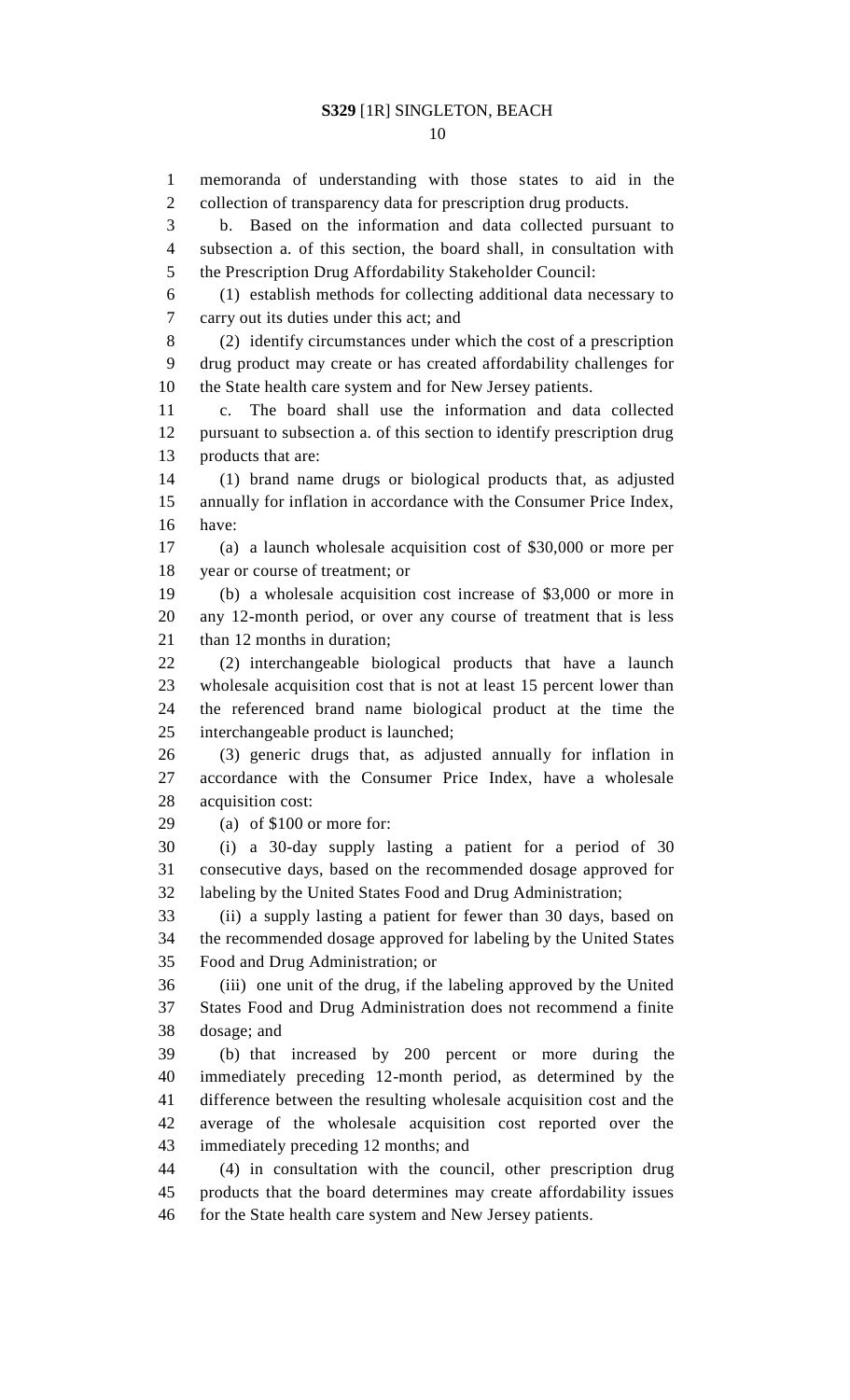memoranda of understanding with those states to aid in the collection of transparency data for prescription drug products.

b. Based on the information and data collected pursuant to subsection a. of this section, the board shall, in consultation with the Prescription Drug Affordability Stakeholder Council:

(1) establish methods for collecting additional data necessary to carry out its duties under this act; and

(2) identify circumstances under which the cost of a prescription drug product may create or has created affordability challenges for the State health care system and for New Jersey patients.

c. The board shall use the information and data collected pursuant to subsection a. of this section to identify prescription drug products that are:

(1) brand name drugs or biological products that, as adjusted annually for inflation in accordance with the Consumer Price Index, have:

(a) a launch wholesale acquisition cost of $30,000 or more per year or course of treatment; or

(b) a wholesale acquisition cost increase of $3,000 or more in any 12-month period, or over any course of treatment that is less than 12 months in duration;

(2) interchangeable biological products that have a launch wholesale acquisition cost that is not at least 15 percent lower than the referenced brand name biological product at the time the interchangeable product is launched;

(3) generic drugs that, as adjusted annually for inflation in accordance with the Consumer Price Index, have a wholesale acquisition cost:

(a) of $100 or more for:

(i) a 30-day supply lasting a patient for a period of 30 consecutive days, based on the recommended dosage approved for labeling by the United States Food and Drug Administration;

(ii) a supply lasting a patient for fewer than 30 days, based on the recommended dosage approved for labeling by the United States Food and Drug Administration; or

(iii) one unit of the drug, if the labeling approved by the United States Food and Drug Administration does not recommend a finite dosage; and

(b) that increased by 200 percent or more during the immediately preceding 12-month period, as determined by the difference between the resulting wholesale acquisition cost and the average of the wholesale acquisition cost reported over the immediately preceding 12 months; and

(4) in consultation with the council, other prescription drug products that the board determines may create affordability issues for the State health care system and New Jersey patients.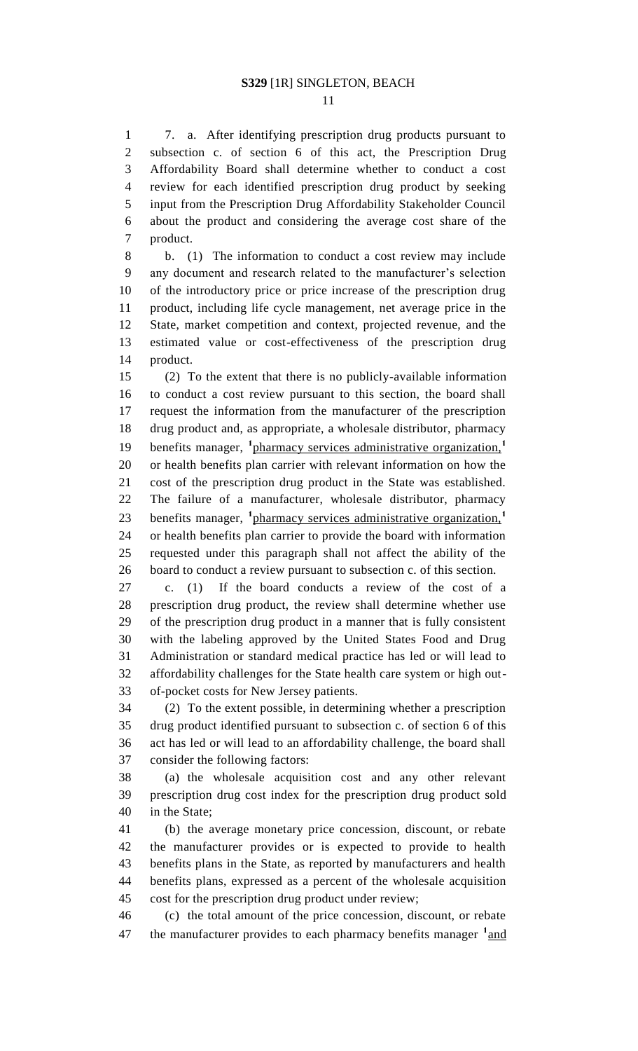7. a. After identifying prescription drug products pursuant to subsection c. of section 6 of this act, the Prescription Drug Affordability Board shall determine whether to conduct a cost review for each identified prescription drug product by seeking input from the Prescription Drug Affordability Stakeholder Council about the product and considering the average cost share of the product.

b. (1) The information to conduct a cost review may include any document and research related to the manufacturer's selection of the introductory price or price increase of the prescription drug product, including life cycle management, net average price in the State, market competition and context, projected revenue, and the estimated value or cost-effectiveness of the prescription drug product.

(2) To the extent that there is no publicly-available information to conduct a cost review pursuant to this section, the board shall request the information from the manufacturer of the prescription drug product and, as appropriate, a wholesale distributor, pharmacy benefits manager, [1]pharmacy services administrative organization,[1] or health benefits plan carrier with relevant information on how the cost of the prescription drug product in the State was established. The failure of a manufacturer, wholesale distributor, pharmacy benefits manager, [1]pharmacy services administrative organization,[1] or health benefits plan carrier to provide the board with information requested under this paragraph shall not affect the ability of the board to conduct a review pursuant to subsection c. of this section.

c. (1) If the board conducts a review of the cost of a prescription drug product, the review shall determine whether use of the prescription drug product in a manner that is fully consistent with the labeling approved by the United States Food and Drug Administration or standard medical practice has led or will lead to affordability challenges for the State health care system or high out-of-pocket costs for New Jersey patients.

(2) To the extent possible, in determining whether a prescription drug product identified pursuant to subsection c. of section 6 of this act has led or will lead to an affordability challenge, the board shall consider the following factors:

(a) the wholesale acquisition cost and any other relevant prescription drug cost index for the prescription drug product sold in the State;

(b) the average monetary price concession, discount, or rebate the manufacturer provides or is expected to provide to health benefits plans in the State, as reported by manufacturers and health benefits plans, expressed as a percent of the wholesale acquisition cost for the prescription drug product under review;

(c) the total amount of the price concession, discount, or rebate the manufacturer provides to each pharmacy benefits manager [1]and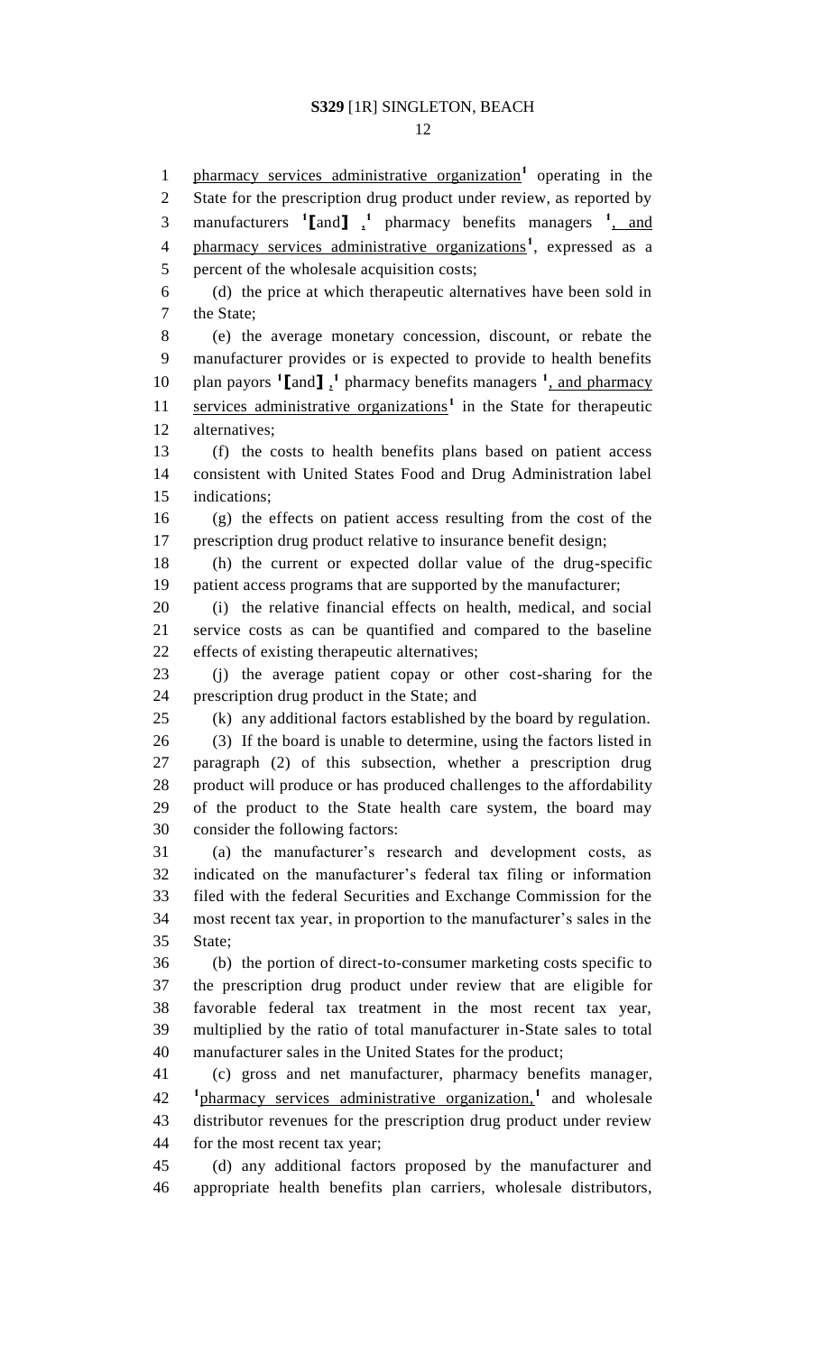pharmacy services administrative organization[1] operating in the State for the prescription drug product under review, as reported by manufacturers [1]【and】 ,[1] pharmacy benefits managers [1], and pharmacy services administrative organizations[1], expressed as a percent of the wholesale acquisition costs;

(d) the price at which therapeutic alternatives have been sold in the State;

(e) the average monetary concession, discount, or rebate the manufacturer provides or is expected to provide to health benefits plan payors [1]【and】 ,[1] pharmacy benefits managers [1], and pharmacy services administrative organizations[1] in the State for therapeutic alternatives;

(f) the costs to health benefits plans based on patient access consistent with United States Food and Drug Administration label indications;

(g) the effects on patient access resulting from the cost of the prescription drug product relative to insurance benefit design;

(h) the current or expected dollar value of the drug-specific patient access programs that are supported by the manufacturer;

(i) the relative financial effects on health, medical, and social service costs as can be quantified and compared to the baseline effects of existing therapeutic alternatives;

(j) the average patient copay or other cost-sharing for the prescription drug product in the State; and

(k) any additional factors established by the board by regulation.

(3) If the board is unable to determine, using the factors listed in paragraph (2) of this subsection, whether a prescription drug product will produce or has produced challenges to the affordability of the product to the State health care system, the board may consider the following factors:

(a) the manufacturer's research and development costs, as indicated on the manufacturer's federal tax filing or information filed with the federal Securities and Exchange Commission for the most recent tax year, in proportion to the manufacturer's sales in the State;

(b) the portion of direct-to-consumer marketing costs specific to the prescription drug product under review that are eligible for favorable federal tax treatment in the most recent tax year, multiplied by the ratio of total manufacturer in-State sales to total manufacturer sales in the United States for the product;

(c) gross and net manufacturer, pharmacy benefits manager, [1]pharmacy services administrative organization,[1] and wholesale distributor revenues for the prescription drug product under review for the most recent tax year;

(d) any additional factors proposed by the manufacturer and appropriate health benefits plan carriers, wholesale distributors,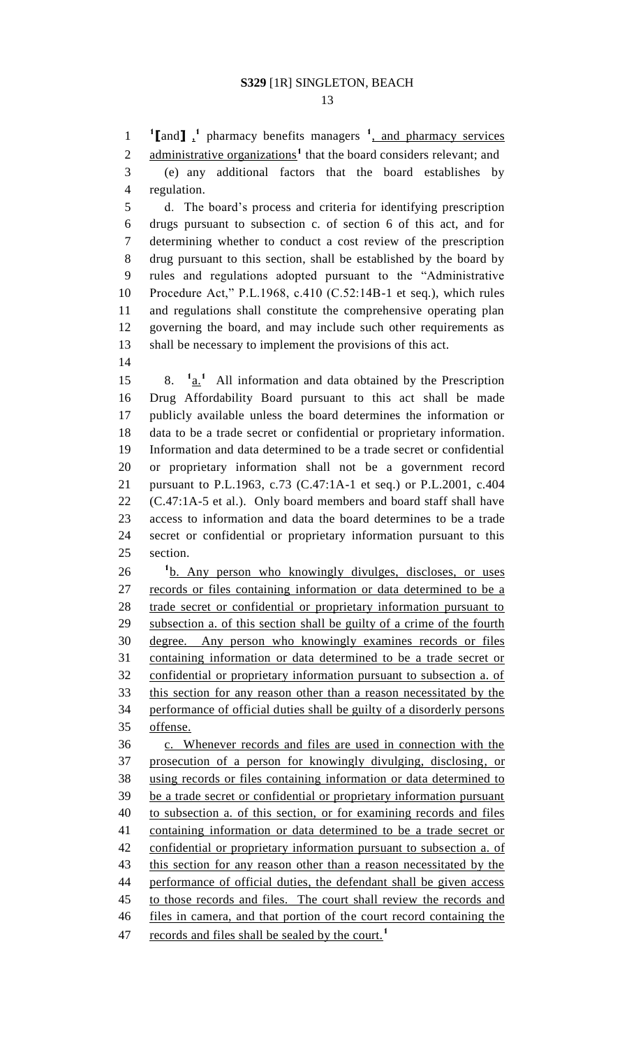[1]**[**and**]** ,[1] pharmacy benefits managers [1], and pharmacy services administrative organizations[1] that the board considers relevant; and

(e) any additional factors that the board establishes by regulation.

d. The board's process and criteria for identifying prescription drugs pursuant to subsection c. of section 6 of this act, and for determining whether to conduct a cost review of the prescription drug pursuant to this section, shall be established by the board by rules and regulations adopted pursuant to the "Administrative Procedure Act," P.L.1968, c.410 (C.52:14B-1 et seq.), which rules and regulations shall constitute the comprehensive operating plan governing the board, and may include such other requirements as shall be necessary to implement the provisions of this act.

8. [1]a.[1] All information and data obtained by the Prescription Drug Affordability Board pursuant to this act shall be made publicly available unless the board determines the information or data to be a trade secret or confidential or proprietary information. Information and data determined to be a trade secret or confidential or proprietary information shall not be a government record pursuant to P.L.1963, c.73 (C.47:1A-1 et seq.) or P.L.2001, c.404 (C.47:1A-5 et al.). Only board members and board staff shall have access to information and data the board determines to be a trade secret or confidential or proprietary information pursuant to this section.

[1]b. Any person who knowingly divulges, discloses, or uses records or files containing information or data determined to be a trade secret or confidential or proprietary information pursuant to subsection a. of this section shall be guilty of a crime of the fourth degree. Any person who knowingly examines records or files containing information or data determined to be a trade secret or confidential or proprietary information pursuant to subsection a. of this section for any reason other than a reason necessitated by the performance of official duties shall be guilty of a disorderly persons offense.

c. Whenever records and files are used in connection with the prosecution of a person for knowingly divulging, disclosing, or using records or files containing information or data determined to be a trade secret or confidential or proprietary information pursuant to subsection a. of this section, or for examining records and files containing information or data determined to be a trade secret or confidential or proprietary information pursuant to subsection a. of this section for any reason other than a reason necessitated by the performance of official duties, the defendant shall be given access to those records and files. The court shall review the records and files in camera, and that portion of the court record containing the records and files shall be sealed by the court.[1]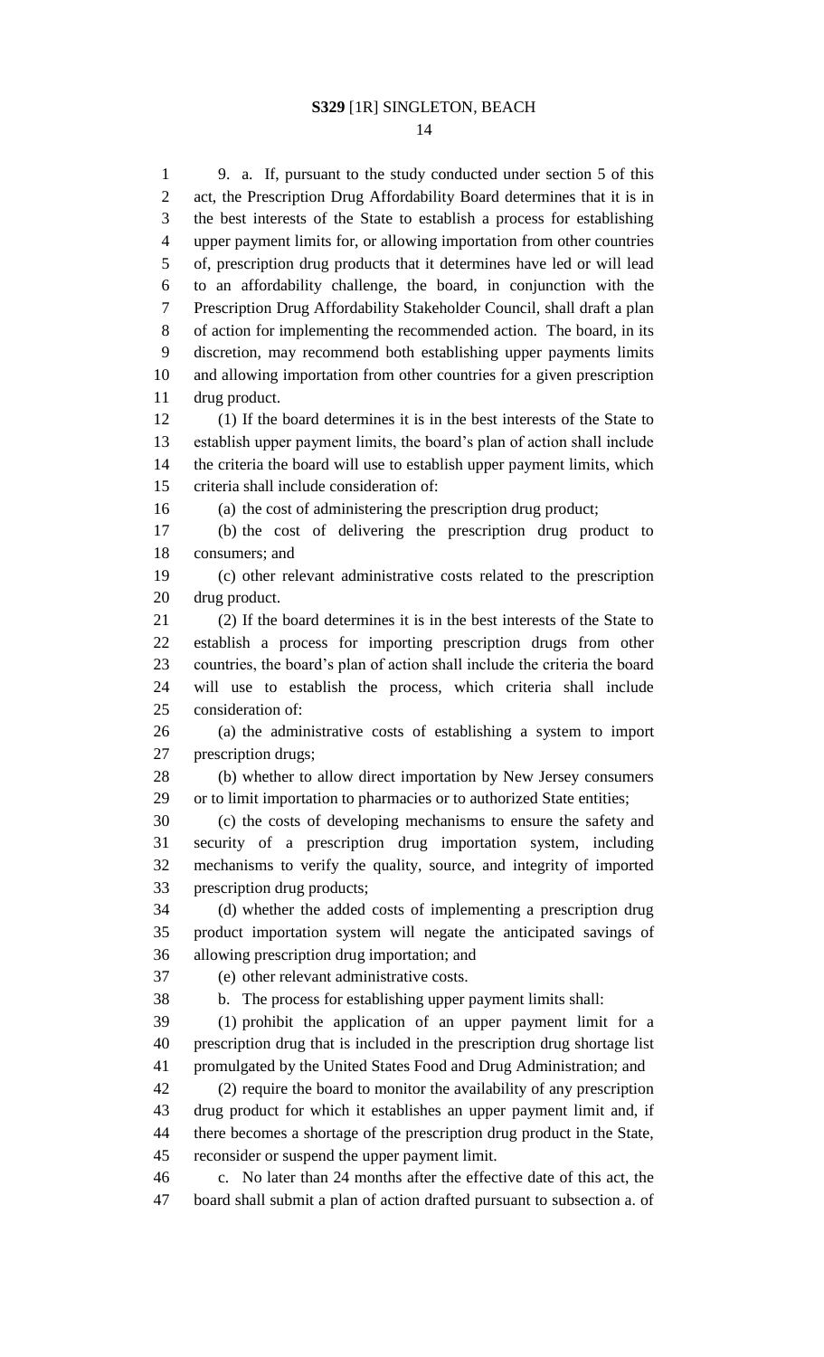9. a. If, pursuant to the study conducted under section 5 of this act, the Prescription Drug Affordability Board determines that it is in the best interests of the State to establish a process for establishing upper payment limits for, or allowing importation from other countries of, prescription drug products that it determines have led or will lead to an affordability challenge, the board, in conjunction with the Prescription Drug Affordability Stakeholder Council, shall draft a plan of action for implementing the recommended action. The board, in its discretion, may recommend both establishing upper payments limits and allowing importation from other countries for a given prescription drug product.

(1) If the board determines it is in the best interests of the State to establish upper payment limits, the board's plan of action shall include the criteria the board will use to establish upper payment limits, which criteria shall include consideration of:

(a) the cost of administering the prescription drug product;

(b) the cost of delivering the prescription drug product to consumers; and

(c) other relevant administrative costs related to the prescription drug product.

(2) If the board determines it is in the best interests of the State to establish a process for importing prescription drugs from other countries, the board's plan of action shall include the criteria the board will use to establish the process, which criteria shall include consideration of:

(a) the administrative costs of establishing a system to import prescription drugs;

(b) whether to allow direct importation by New Jersey consumers or to limit importation to pharmacies or to authorized State entities;

(c) the costs of developing mechanisms to ensure the safety and security of a prescription drug importation system, including mechanisms to verify the quality, source, and integrity of imported prescription drug products;

(d) whether the added costs of implementing a prescription drug product importation system will negate the anticipated savings of allowing prescription drug importation; and

(e) other relevant administrative costs.

b. The process for establishing upper payment limits shall:

(1) prohibit the application of an upper payment limit for a prescription drug that is included in the prescription drug shortage list promulgated by the United States Food and Drug Administration; and

(2) require the board to monitor the availability of any prescription drug product for which it establishes an upper payment limit and, if there becomes a shortage of the prescription drug product in the State, reconsider or suspend the upper payment limit.

c. No later than 24 months after the effective date of this act, the board shall submit a plan of action drafted pursuant to subsection a. of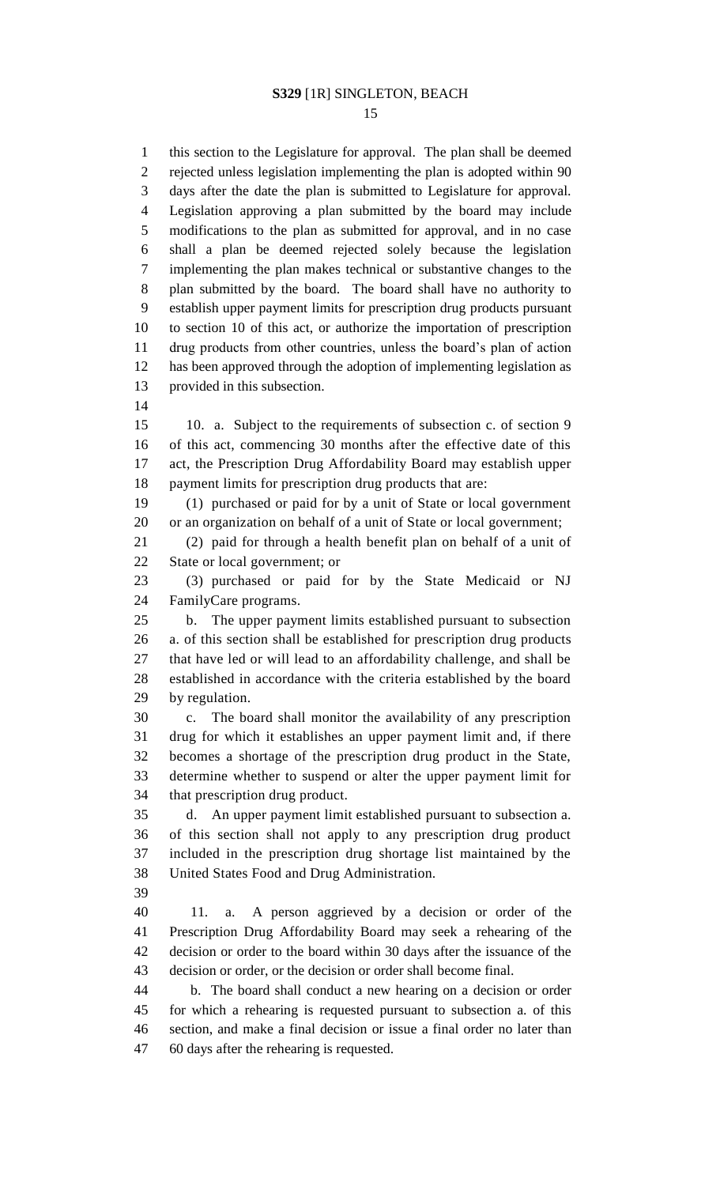this section to the Legislature for approval. The plan shall be deemed rejected unless legislation implementing the plan is adopted within 90 days after the date the plan is submitted to Legislature for approval. Legislation approving a plan submitted by the board may include modifications to the plan as submitted for approval, and in no case shall a plan be deemed rejected solely because the legislation implementing the plan makes technical or substantive changes to the plan submitted by the board. The board shall have no authority to establish upper payment limits for prescription drug products pursuant to section 10 of this act, or authorize the importation of prescription drug products from other countries, unless the board's plan of action has been approved through the adoption of implementing legislation as provided in this subsection.

10. a. Subject to the requirements of subsection c. of section 9 of this act, commencing 30 months after the effective date of this act, the Prescription Drug Affordability Board may establish upper payment limits for prescription drug products that are:

(1) purchased or paid for by a unit of State or local government or an organization on behalf of a unit of State or local government;

(2) paid for through a health benefit plan on behalf of a unit of State or local government; or

(3) purchased or paid for by the State Medicaid or NJ FamilyCare programs.

b. The upper payment limits established pursuant to subsection a. of this section shall be established for prescription drug products that have led or will lead to an affordability challenge, and shall be established in accordance with the criteria established by the board by regulation.

c. The board shall monitor the availability of any prescription drug for which it establishes an upper payment limit and, if there becomes a shortage of the prescription drug product in the State, determine whether to suspend or alter the upper payment limit for that prescription drug product.

d. An upper payment limit established pursuant to subsection a. of this section shall not apply to any prescription drug product included in the prescription drug shortage list maintained by the United States Food and Drug Administration.

11. a. A person aggrieved by a decision or order of the Prescription Drug Affordability Board may seek a rehearing of the decision or order to the board within 30 days after the issuance of the decision or order, or the decision or order shall become final.

b. The board shall conduct a new hearing on a decision or order for which a rehearing is requested pursuant to subsection a. of this section, and make a final decision or issue a final order no later than 60 days after the rehearing is requested.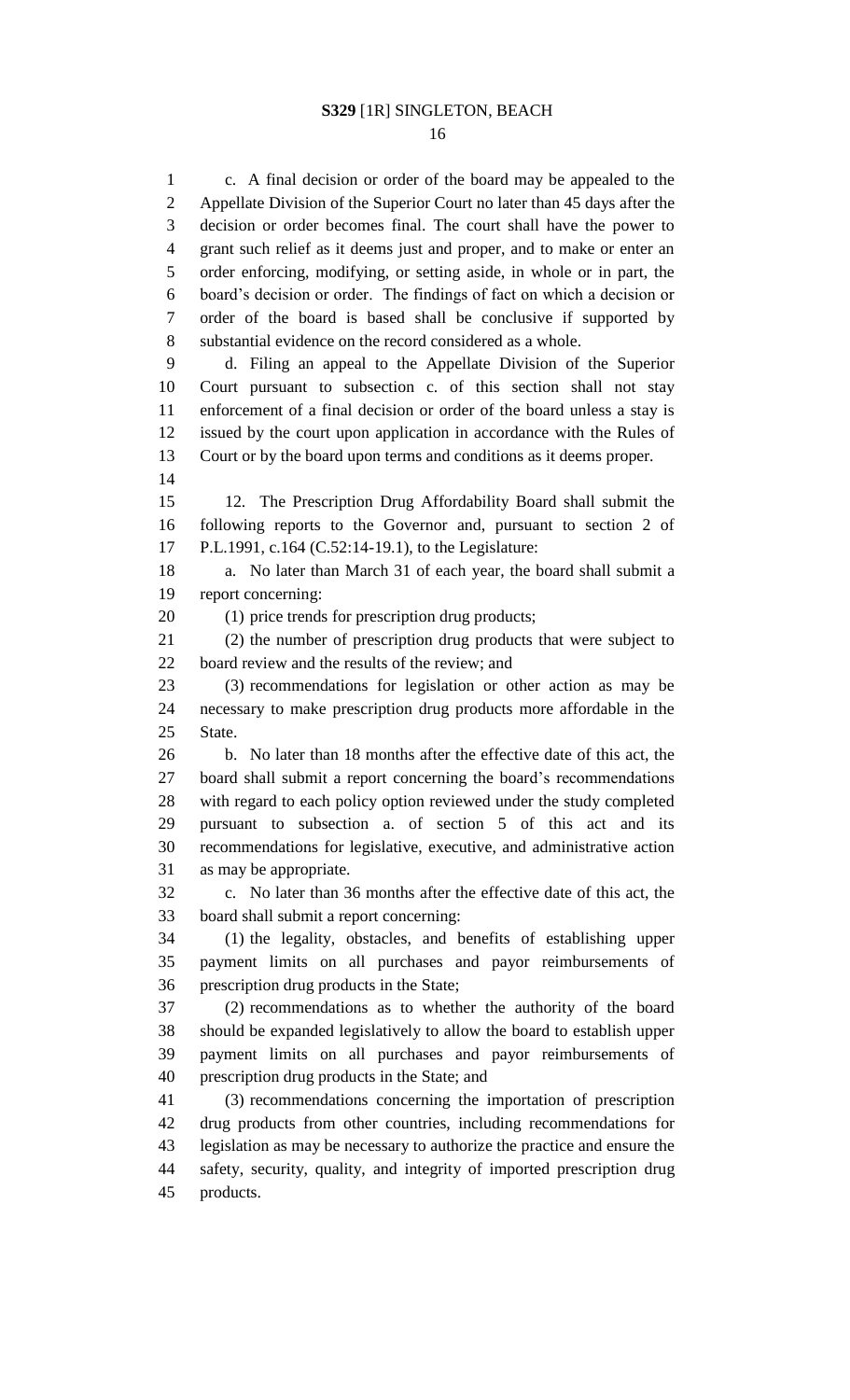c. A final decision or order of the board may be appealed to the Appellate Division of the Superior Court no later than 45 days after the decision or order becomes final. The court shall have the power to grant such relief as it deems just and proper, and to make or enter an order enforcing, modifying, or setting aside, in whole or in part, the board's decision or order. The findings of fact on which a decision or order of the board is based shall be conclusive if supported by substantial evidence on the record considered as a whole.

d. Filing an appeal to the Appellate Division of the Superior Court pursuant to subsection c. of this section shall not stay enforcement of a final decision or order of the board unless a stay is issued by the court upon application in accordance with the Rules of Court or by the board upon terms and conditions as it deems proper.

12. The Prescription Drug Affordability Board shall submit the following reports to the Governor and, pursuant to section 2 of P.L.1991, c.164 (C.52:14-19.1), to the Legislature:

a. No later than March 31 of each year, the board shall submit a report concerning:

(1) price trends for prescription drug products;

(2) the number of prescription drug products that were subject to board review and the results of the review; and

(3) recommendations for legislation or other action as may be necessary to make prescription drug products more affordable in the State.

b. No later than 18 months after the effective date of this act, the board shall submit a report concerning the board's recommendations with regard to each policy option reviewed under the study completed pursuant to subsection a. of section 5 of this act and its recommendations for legislative, executive, and administrative action as may be appropriate.

c. No later than 36 months after the effective date of this act, the board shall submit a report concerning:

(1) the legality, obstacles, and benefits of establishing upper payment limits on all purchases and payor reimbursements of prescription drug products in the State;

(2) recommendations as to whether the authority of the board should be expanded legislatively to allow the board to establish upper payment limits on all purchases and payor reimbursements of prescription drug products in the State; and

(3) recommendations concerning the importation of prescription drug products from other countries, including recommendations for legislation as may be necessary to authorize the practice and ensure the safety, security, quality, and integrity of imported prescription drug products.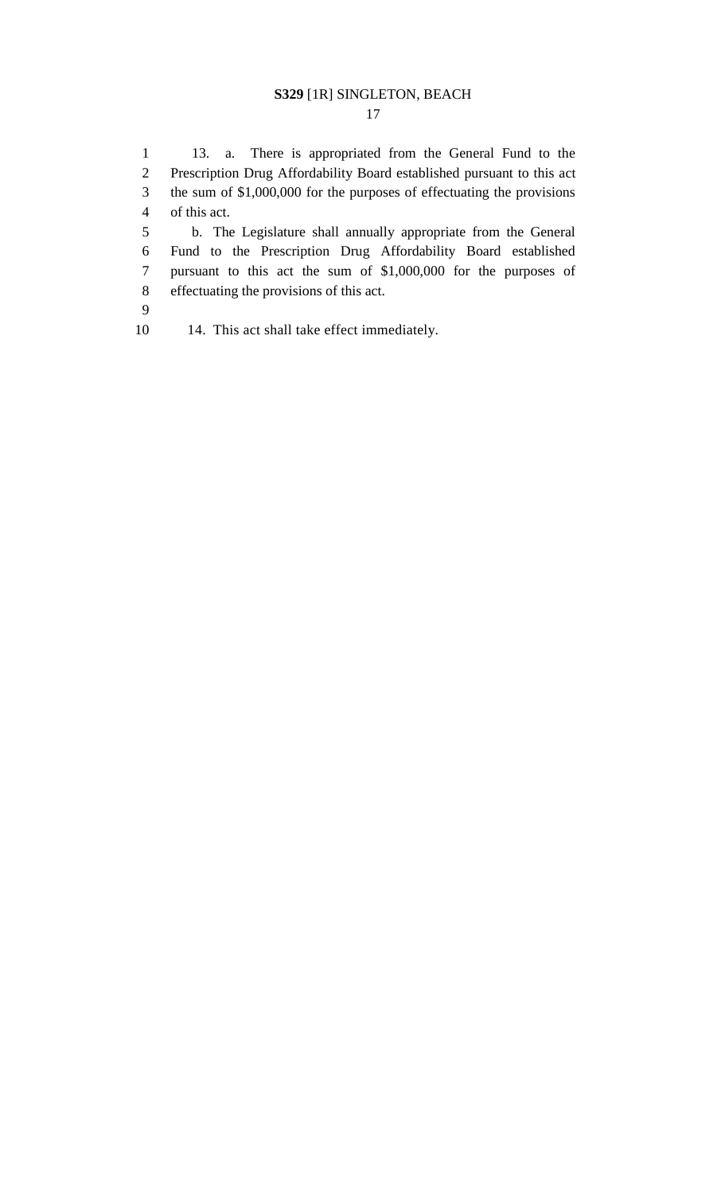13. a. There is appropriated from the General Fund to the Prescription Drug Affordability Board established pursuant to this act the sum of $1,000,000 for the purposes of effectuating the provisions of this act.

b. The Legislature shall annually appropriate from the General Fund to the Prescription Drug Affordability Board established pursuant to this act the sum of $1,000,000 for the purposes of effectuating the provisions of this act.

14. This act shall take effect immediately.